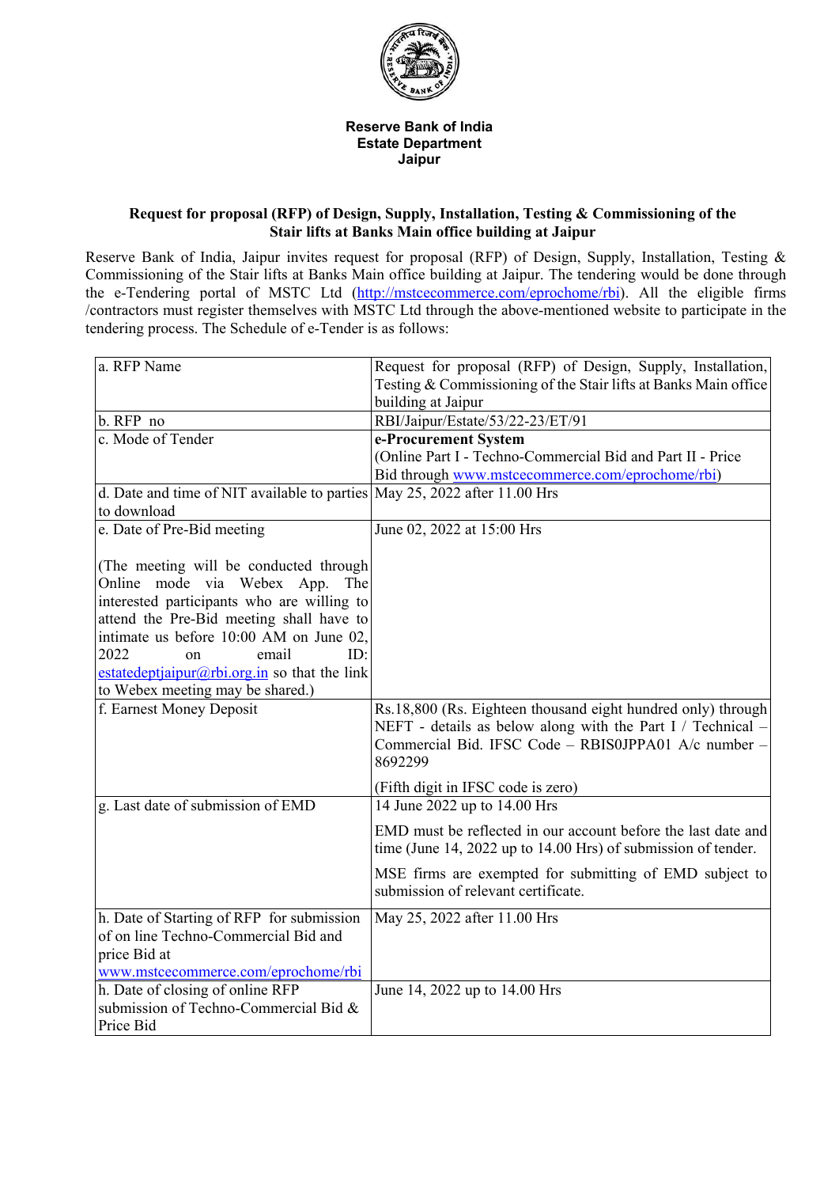**Reserve Bank of India**
**Estate Department**
**Jaipur**

## Request for proposal (RFP) of Design, Supply, Installation, Testing & Commissioning of the Stair lifts at Banks Main office building at Jaipur

Reserve Bank of India, Jaipur invites request for proposal (RFP) of Design, Supply, Installation, Testing & Commissioning of the Stair lifts at Banks Main office building at Jaipur. The tendering would be done through the e-Tendering portal of MSTC Ltd (http://mstcecommerce.com/eprochome/rbi). All the eligible firms /contractors must register themselves with MSTC Ltd through the above-mentioned website to participate in the tendering process. The Schedule of e-Tender is as follows:

| | |
|---|---|
| a. RFP Name | Request for proposal (RFP) of Design, Supply, Installation, Testing & Commissioning of the Stair lifts at Banks Main office building at Jaipur |
| b. RFP no | RBI/Jaipur/Estate/53/22-23/ET/91 |
| c. Mode of Tender | **e-Procurement System**<br>(Online Part I - Techno-Commercial Bid and Part II - Price Bid through www.mstcecommerce.com/eprochome/rbi) |
| d. Date and time of NIT available to parties to download | May 25, 2022 after 11.00 Hrs |
| e. Date of Pre-Bid meeting<br><br>(The meeting will be conducted through Online mode via Webex App. The interested participants who are willing to attend the Pre-Bid meeting shall have to intimate us before 10:00 AM on June 02, 2022 on email ID: estatedeptjaipur@rbi.org.in so that the link to Webex meeting may be shared.) | June 02, 2022 at 15:00 Hrs |
| f. Earnest Money Deposit | Rs.18,800 (Rs. Eighteen thousand eight hundred only) through NEFT - details as below along with the Part I / Technical – Commercial Bid. IFSC Code – RBIS0JPPA01 A/c number – 8692299<br><br>(Fifth digit in IFSC code is zero) |
| g. Last date of submission of EMD | 14 June 2022 up to 14.00 Hrs<br><br>EMD must be reflected in our account before the last date and time (June 14, 2022 up to 14.00 Hrs) of submission of tender.<br><br>MSE firms are exempted for submitting of EMD subject to submission of relevant certificate. |
| h. Date of Starting of RFP for submission of on line Techno-Commercial Bid and price Bid at www.mstcecommerce.com/eprochome/rbi | May 25, 2022 after 11.00 Hrs |
| h. Date of closing of online RFP submission of Techno-Commercial Bid & Price Bid | June 14, 2022 up to 14.00 Hrs |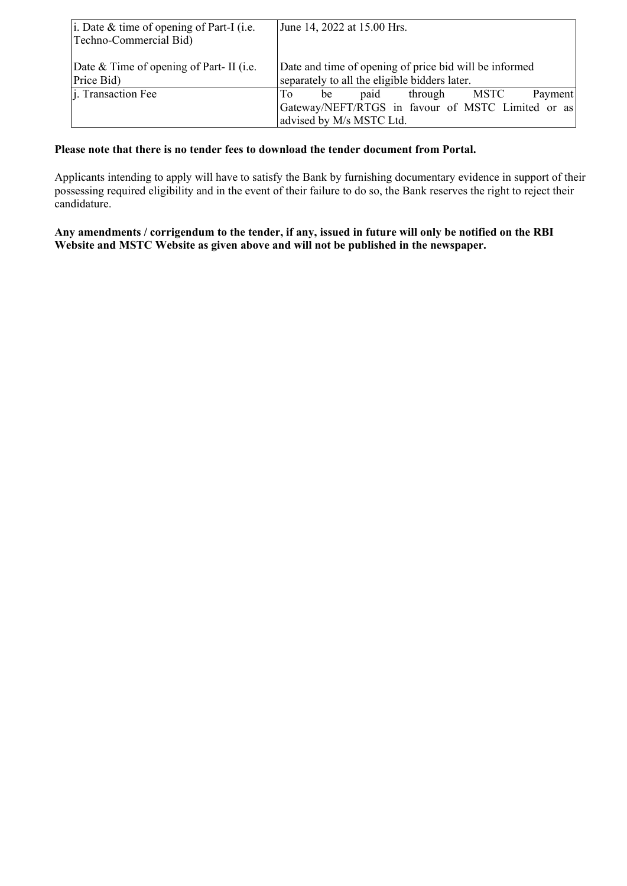| | |
|---|---|
| i. Date & time of opening of Part-I (i.e. Techno-Commercial Bid) | June 14, 2022 at 15.00 Hrs. |
| Date & Time of opening of Part- II (i.e. Price Bid) | Date and time of opening of price bid will be informed separately to all the eligible bidders later. |
| j. Transaction Fee | To be paid through MSTC Payment Gateway/NEFT/RTGS in favour of MSTC Limited or as advised by M/s MSTC Ltd. |

**Please note that there is no tender fees to download the tender document from Portal.**

Applicants intending to apply will have to satisfy the Bank by furnishing documentary evidence in support of their possessing required eligibility and in the event of their failure to do so, the Bank reserves the right to reject their candidature.

**Any amendments / corrigendum to the tender, if any, issued in future will only be notified on the RBI Website and MSTC Website as given above and will not be published in the newspaper.**